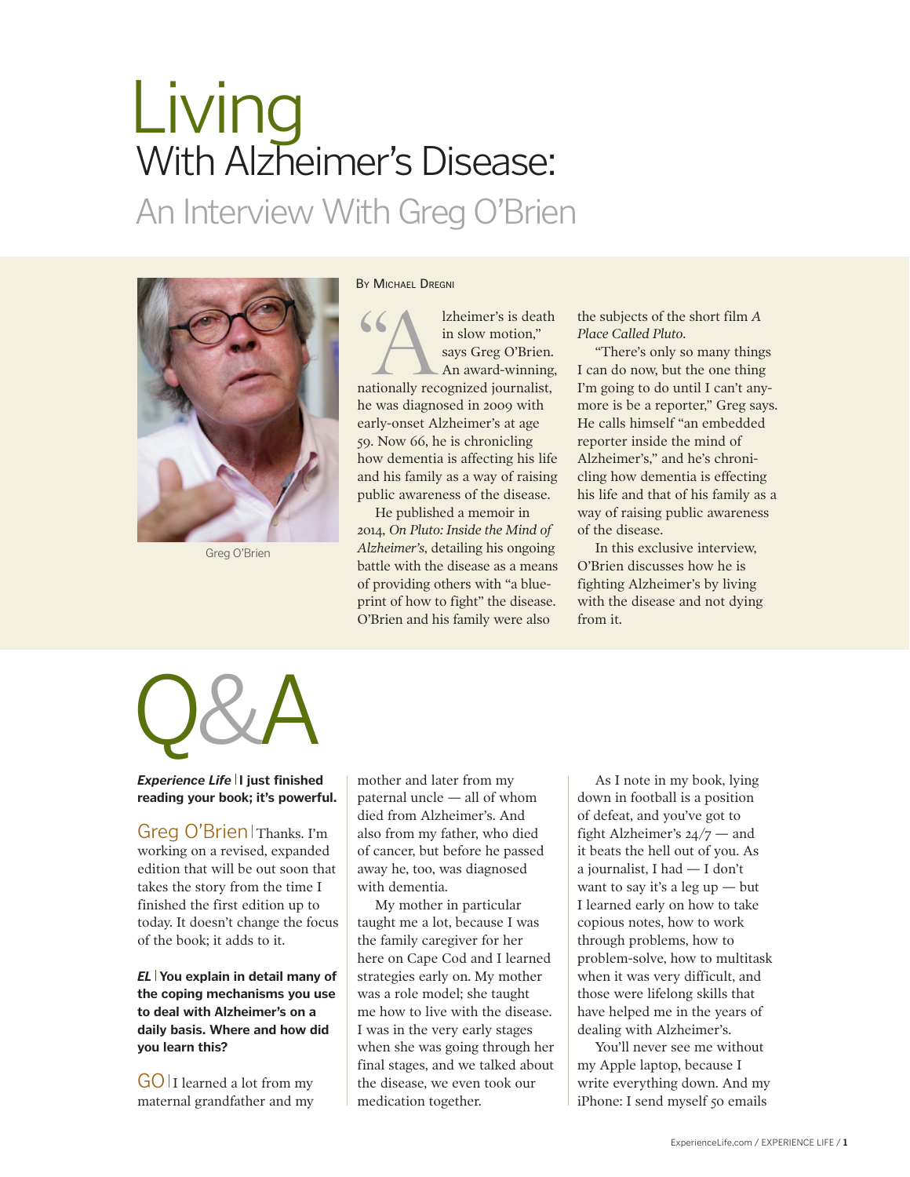# Living With Alzheimer's Disease:

## An Interview With Greg O'Brien

Greg O'Brien

By Michael Dregni

"Alzheimer's is death in slow motion," says Greg O'Brien. An award-winning, nationally recognized journalist, he was diagnosed in 2009 with early-onset Alzheimer's at age 59. Now 66, he is chronicling how dementia is affecting his life and his family as a way of raising public awareness of the disease.

He published a memoir in 2014, *On Pluto: Inside the Mind of Alzheimer's*, detailing his ongoing battle with the disease as a means of providing others with "a blueprint of how to fight" the disease. O'Brien and his family were also the subjects of the short film *A Place Called Pluto*.

"There's only so many things I can do now, but the one thing I'm going to do until I can't anymore is be a reporter," Greg says. He calls himself "an embedded reporter inside the mind of Alzheimer's," and he's chronicling how dementia is effecting his life and that of his family as a way of raising public awareness of the disease.

In this exclusive interview, O'Brien discusses how he is fighting Alzheimer's by living with the disease and not dying from it.

## Q&A

***Experience Life* | I just finished reading your book; it's powerful.**

Greg O'Brien | Thanks. I'm working on a revised, expanded edition that will be out soon that takes the story from the time I finished the first edition up to today. It doesn't change the focus of the book; it adds to it.

***EL* | You explain in detail many of the coping mechanisms you use to deal with Alzheimer's on a daily basis. Where and how did you learn this?**

GO | I learned a lot from my maternal grandfather and my mother and later from my paternal uncle — all of whom died from Alzheimer's. And also from my father, who died of cancer, but before he passed away he, too, was diagnosed with dementia.

My mother in particular taught me a lot, because I was the family caregiver for her here on Cape Cod and I learned strategies early on. My mother was a role model; she taught me how to live with the disease. I was in the very early stages when she was going through her final stages, and we talked about the disease, we even took our medication together.

As I note in my book, lying down in football is a position of defeat, and you've got to fight Alzheimer's 24/7 — and it beats the hell out of you. As a journalist, I had — I don't want to say it's a leg up — but I learned early on how to take copious notes, how to work through problems, how to problem-solve, how to multitask when it was very difficult, and those were lifelong skills that have helped me in the years of dealing with Alzheimer's.

You'll never see me without my Apple laptop, because I write everything down. And my iPhone: I send myself 50 emails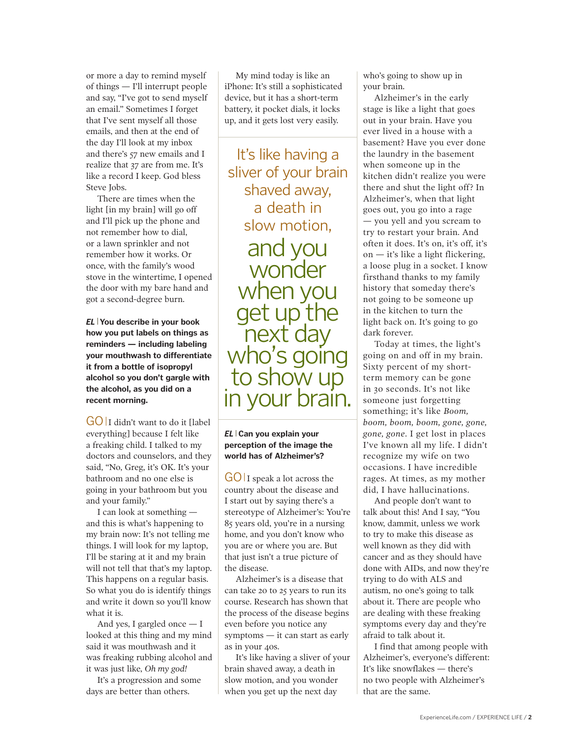or more a day to remind myself of things — I'll interrupt people and say, "I've got to send myself an email." Sometimes I forget that I've sent myself all those emails, and then at the end of the day I'll look at my inbox and there's 57 new emails and I realize that 37 are from me. It's like a record I keep. God bless Steve Jobs.

There are times when the light [in my brain] will go off and I'll pick up the phone and not remember how to dial, or a lawn sprinkler and not remember how it works. Or once, with the family's wood stove in the wintertime, I opened the door with my bare hand and got a second-degree burn.

***EL* | You describe in your book how you put labels on things as reminders — including labeling your mouthwash to differentiate it from a bottle of isopropyl alcohol so you don't gargle with the alcohol, as you did on a recent morning.**

GO | I didn't want to do it [label everything] because I felt like a freaking child. I talked to my doctors and counselors, and they said, "No, Greg, it's OK. It's your bathroom and no one else is going in your bathroom but you and your family."

I can look at something — and this is what's happening to my brain now: It's not telling me things. I will look for my laptop, I'll be staring at it and my brain will not tell that that's my laptop. This happens on a regular basis. So what you do is identify things and write it down so you'll know what it is.

And yes, I gargled once — I looked at this thing and my mind said it was mouthwash and it was freaking rubbing alcohol and it was just like, *Oh my god!*

It's a progression and some days are better than others.

My mind today is like an iPhone: It's still a sophisticated device, but it has a short-term battery, it pocket dials, it locks up, and it gets lost very easily.

> It's like having a sliver of your brain shaved away, a death in slow motion, and you wonder when you get up the next day who's going to show up in your brain.

***EL* | Can you explain your perception of the image the world has of Alzheimer's?**

GO | I speak a lot across the country about the disease and I start out by saying there's a stereotype of Alzheimer's: You're 85 years old, you're in a nursing home, and you don't know who you are or where you are. But that just isn't a true picture of the disease.

Alzheimer's is a disease that can take 20 to 25 years to run its course. Research has shown that the process of the disease begins even before you notice any symptoms — it can start as early as in your 40s.

It's like having a sliver of your brain shaved away, a death in slow motion, and you wonder when you get up the next day who's going to show up in your brain.

Alzheimer's in the early stage is like a light that goes out in your brain. Have you ever lived in a house with a basement? Have you ever done the laundry in the basement when someone up in the kitchen didn't realize you were there and shut the light off? In Alzheimer's, when that light goes out, you go into a rage — you yell and you scream to try to restart your brain. And often it does. It's on, it's off, it's on — it's like a light flickering, a loose plug in a socket. I know firsthand thanks to my family history that someday there's not going to be someone up in the kitchen to turn the light back on. It's going to go dark forever.

Today at times, the light's going on and off in my brain. Sixty percent of my short-term memory can be gone in 30 seconds. It's not like someone just forgetting something; it's like *Boom, boom, boom, boom, gone, gone, gone, gone*. I get lost in places I've known all my life. I didn't recognize my wife on two occasions. I have incredible rages. At times, as my mother did, I have hallucinations.

And people don't want to talk about this! And I say, "You know, dammit, unless we work to try to make this disease as well known as they did with cancer and as they should have done with AIDs, and now they're trying to do with ALS and autism, no one's going to talk about it. There are people who are dealing with these freaking symptoms every day and they're afraid to talk about it.

I find that among people with Alzheimer's, everyone's different: It's like snowflakes — there's no two people with Alzheimer's that are the same.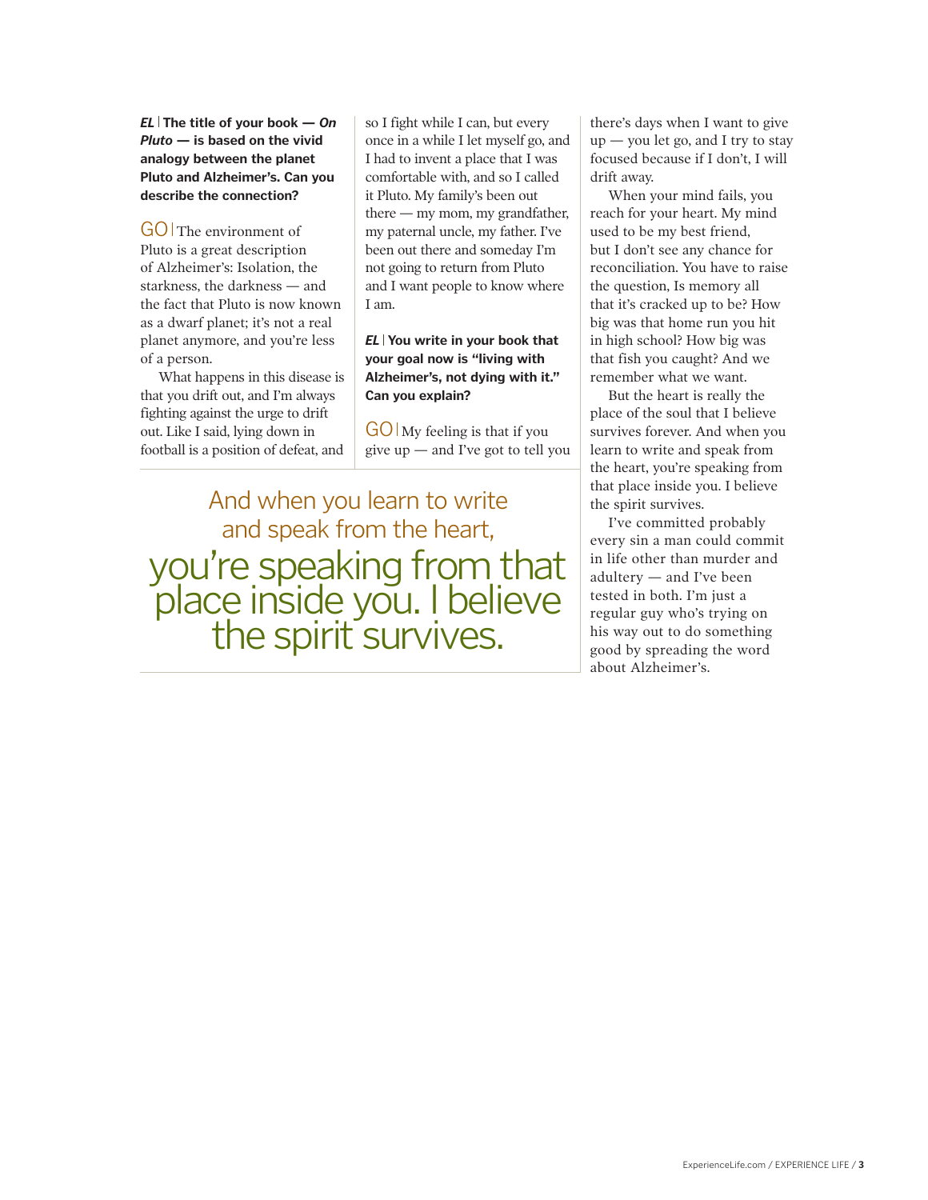**EL | The title of your book — *On Pluto* — is based on the vivid analogy between the planet Pluto and Alzheimer's. Can you describe the connection?**

GO | The environment of Pluto is a great description of Alzheimer's: Isolation, the starkness, the darkness — and the fact that Pluto is now known as a dwarf planet; it's not a real planet anymore, and you're less of a person.

What happens in this disease is that you drift out, and I'm always fighting against the urge to drift out. Like I said, lying down in football is a position of defeat, and so I fight while I can, but every once in a while I let myself go, and I had to invent a place that I was comfortable with, and so I called it Pluto. My family's been out there — my mom, my grandfather, my paternal uncle, my father. I've been out there and someday I'm not going to return from Pluto and I want people to know where I am.

**EL | You write in your book that your goal now is "living with Alzheimer's, not dying with it." Can you explain?**

GO | My feeling is that if you give up — and I've got to tell you there's days when I want to give up — you let go, and I try to stay focused because if I don't, I will drift away.

When your mind fails, you reach for your heart. My mind used to be my best friend, but I don't see any chance for reconciliation. You have to raise the question, Is memory all that it's cracked up to be? How big was that home run you hit in high school? How big was that fish you caught? And we remember what we want.

But the heart is really the place of the soul that I believe survives forever. And when you learn to write and speak from the heart, you're speaking from that place inside you. I believe the spirit survives.

I've committed probably every sin a man could commit in life other than murder and adultery — and I've been tested in both. I'm just a regular guy who's trying on his way out to do something good by spreading the word about Alzheimer's.

> And when you learn to write and speak from the heart, you're speaking from that place inside you. I believe the spirit survives.